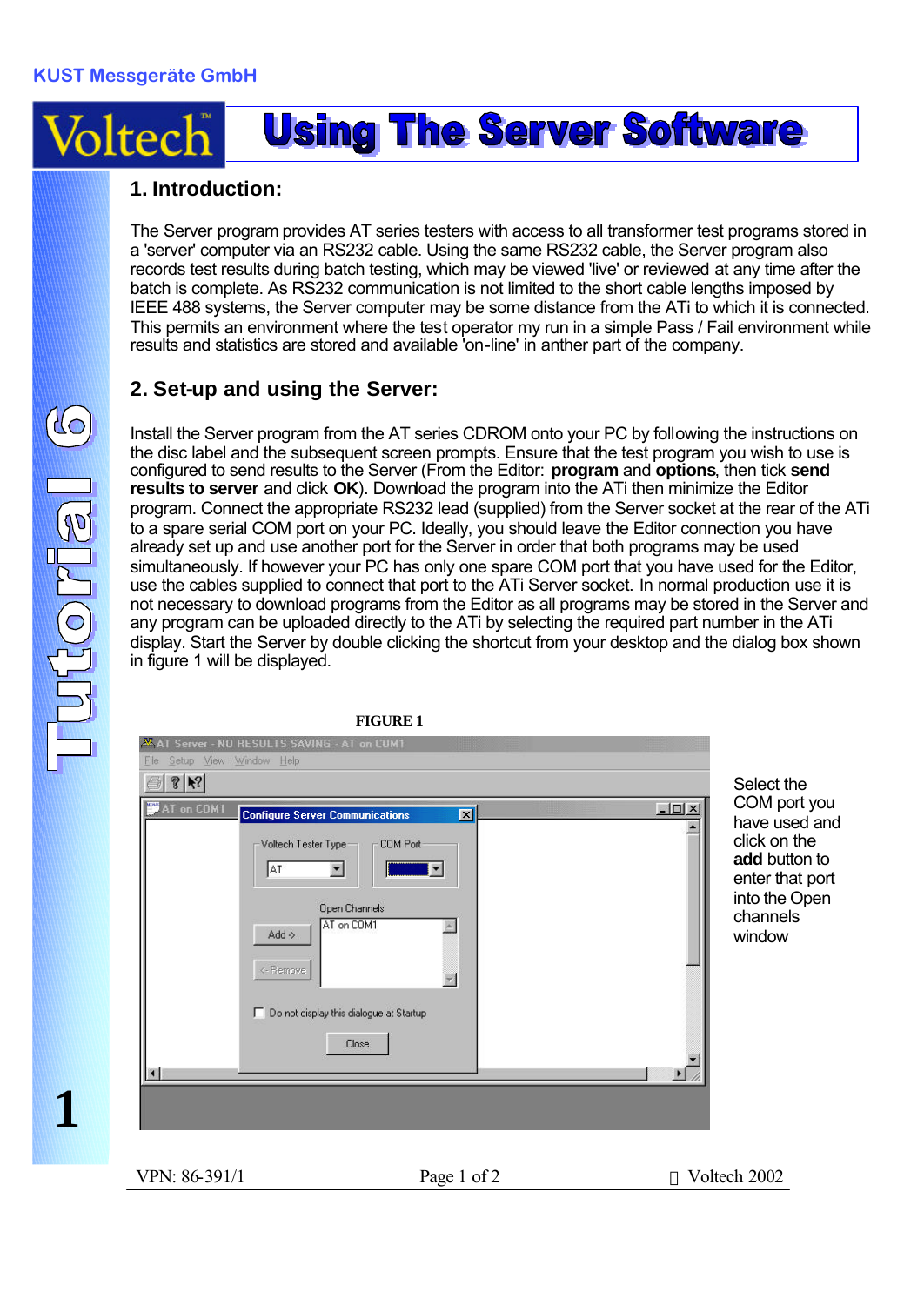KUST Messgeräte GmbH

# Using The Server Software

## 1. Introduction:

The Server program provides AT series testers with access to all transformer test programs stored in a 'server' computer via an RS232 cable. Using the same RS232 cable, the Server program also records test results during batch testing, which may be viewed 'live' or reviewed at any time after the batch is complete. As RS232 communication is not limited to the short cable lengths imposed by IEEE 488 systems, the Server computer may be some distance from the ATi to which it is connected. This permits an environment where the test operator my run in a simple Pass / Fail environment while results and statistics are stored and available 'on-line' in anther part of the company.

## 2. Set-up and using the Server:

Install the Server program from the AT series CDROM onto your PC by following the instructions on the disc label and the subsequent screen prompts. Ensure that the test program you wish to use is configured to send results to the Server (From the Editor: **program** and **options**, then tick **send results to server** and click **OK**). Download the program into the ATi then minimize the Editor program. Connect the appropriate RS232 lead (supplied) from the Server socket at the rear of the ATi to a spare serial COM port on your PC. Ideally, you should leave the Editor connection you have already set up and use another port for the Server in order that both programs may be used simultaneously. If however your PC has only one spare COM port that you have used for the Editor, use the cables supplied to connect that port to the ATi Server socket. In normal production use it is not necessary to download programs from the Editor as all programs may be stored in the Server and any program can be uploaded directly to the ATi by selecting the required part number in the ATi display. Start the Server by double clicking the shortcut from your desktop and the dialog box shown in figure 1 will be displayed.

**FIGURE 1**

Select the COM port you have used and click on the **add** button to enter that port into the Open channels window

VPN: 86-391/1 © Voltech 2002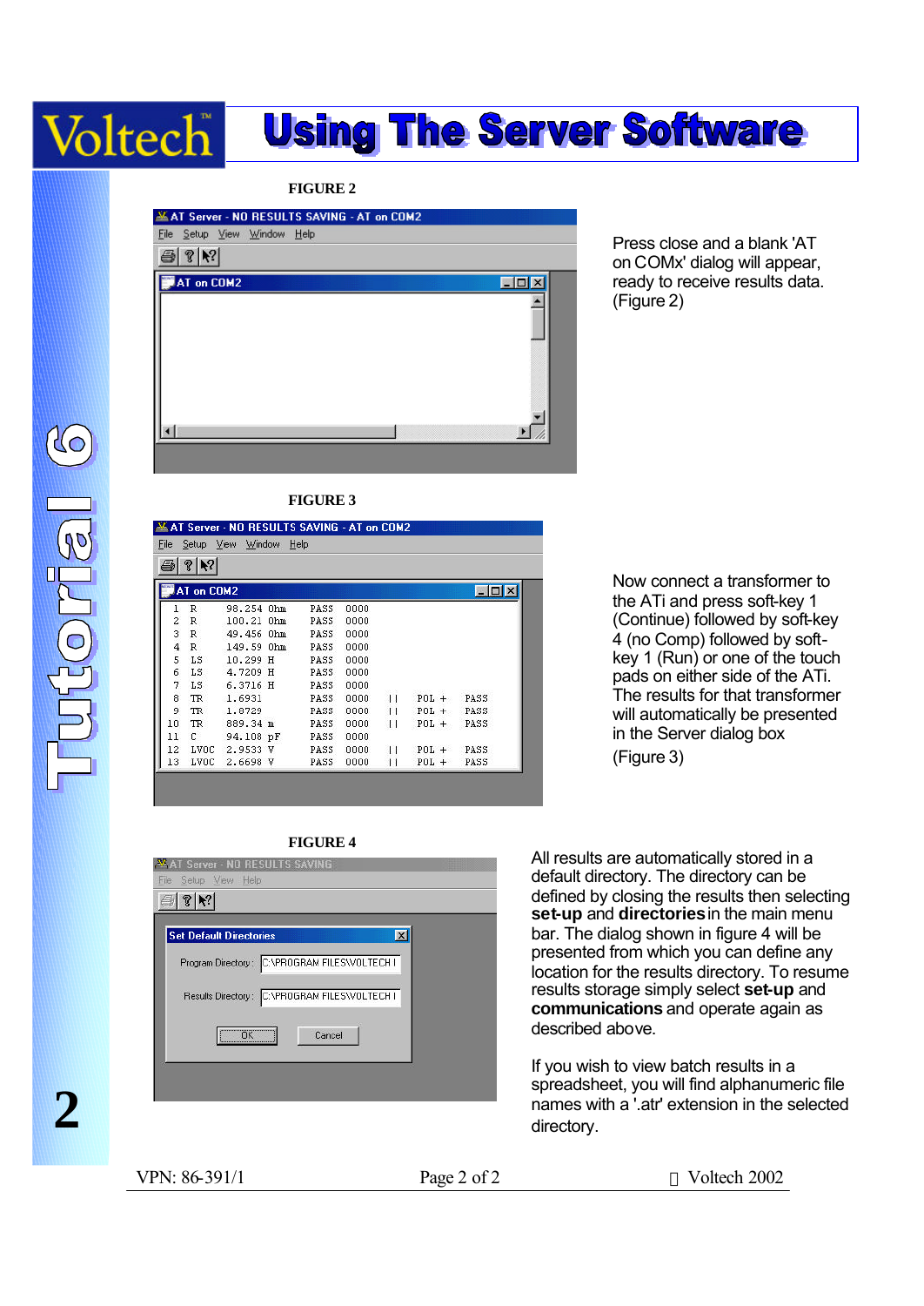# Using The Server Software

FIGURE 2

Press close and a blank 'AT on COMx' dialog will appear, ready to receive results data. (Figure 2)

FIGURE 3

Now connect a transformer to the ATi and press soft-key 1 (Continue) followed by soft-key 4 (no Comp) followed by soft-key 1 (Run) or one of the touch pads on either side of the ATi. The results for that transformer will automatically be presented in the Server dialog box

(Figure 3)

FIGURE 4

All results are automatically stored in a default directory. The directory can be defined by closing the results then selecting **set-up** and **directories** in the main menu bar. The dialog shown in figure 4 will be presented from which you can define any location for the results directory. To resume results storage simply select **set-up** and **communications** and operate again as described above.

If you wish to view batch results in a spreadsheet, you will find alphanumeric file names with a '.atr' extension in the selected directory.

VPN: 86-391/1 © Voltech 2002